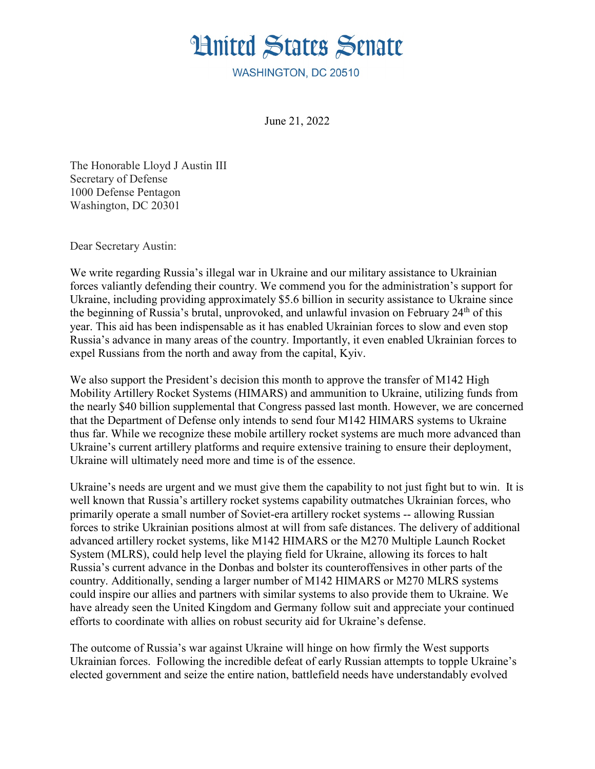# United States Senate

WASHINGTON, DC 20510

June 21, 2022

The Honorable Lloyd J Austin III
Secretary of Defense
1000 Defense Pentagon
Washington, DC 20301

Dear Secretary Austin:

We write regarding Russia's illegal war in Ukraine and our military assistance to Ukrainian forces valiantly defending their country. We commend you for the administration's support for Ukraine, including providing approximately $5.6 billion in security assistance to Ukraine since the beginning of Russia's brutal, unprovoked, and unlawful invasion on February 24th of this year. This aid has been indispensable as it has enabled Ukrainian forces to slow and even stop Russia's advance in many areas of the country. Importantly, it even enabled Ukrainian forces to expel Russians from the north and away from the capital, Kyiv.

We also support the President's decision this month to approve the transfer of M142 High Mobility Artillery Rocket Systems (HIMARS) and ammunition to Ukraine, utilizing funds from the nearly $40 billion supplemental that Congress passed last month. However, we are concerned that the Department of Defense only intends to send four M142 HIMARS systems to Ukraine thus far. While we recognize these mobile artillery rocket systems are much more advanced than Ukraine's current artillery platforms and require extensive training to ensure their deployment, Ukraine will ultimately need more and time is of the essence.

Ukraine's needs are urgent and we must give them the capability to not just fight but to win. It is well known that Russia's artillery rocket systems capability outmatches Ukrainian forces, who primarily operate a small number of Soviet-era artillery rocket systems -- allowing Russian forces to strike Ukrainian positions almost at will from safe distances. The delivery of additional advanced artillery rocket systems, like M142 HIMARS or the M270 Multiple Launch Rocket System (MLRS), could help level the playing field for Ukraine, allowing its forces to halt Russia's current advance in the Donbas and bolster its counteroffensives in other parts of the country. Additionally, sending a larger number of M142 HIMARS or M270 MLRS systems could inspire our allies and partners with similar systems to also provide them to Ukraine. We have already seen the United Kingdom and Germany follow suit and appreciate your continued efforts to coordinate with allies on robust security aid for Ukraine's defense.

The outcome of Russia's war against Ukraine will hinge on how firmly the West supports Ukrainian forces. Following the incredible defeat of early Russian attempts to topple Ukraine's elected government and seize the entire nation, battlefield needs have understandably evolved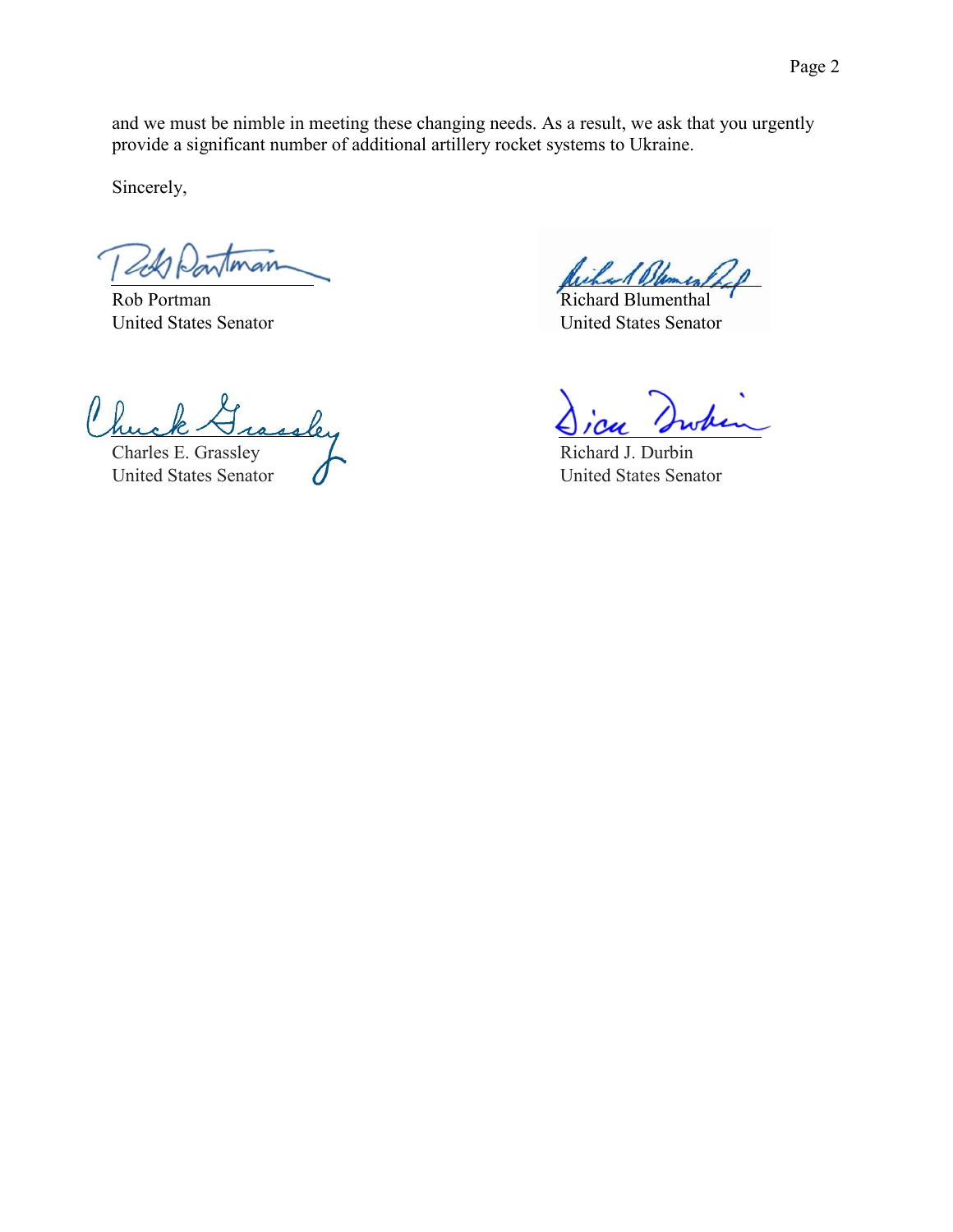and we must be nimble in meeting these changing needs. As a result, we ask that you urgently provide a significant number of additional artillery rocket systems to Ukraine.

Sincerely,

Rob Portman
United States Senator

Richard Blumenthal
United States Senator

Charles E. Grassley
United States Senator

Richard J. Durbin
United States Senator